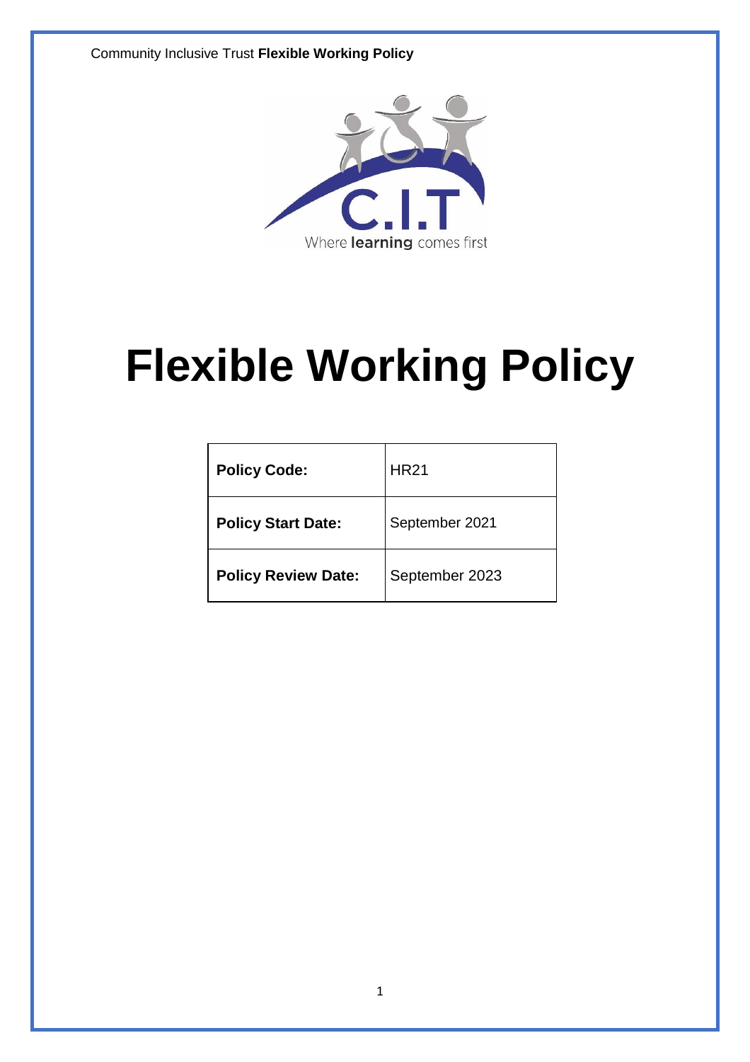# Flexible Working Policy

| Policy Code: | HR21 |
|---|---|
| Policy Start Date: | September 2021 |
| Policy Review Date: | September 2023 |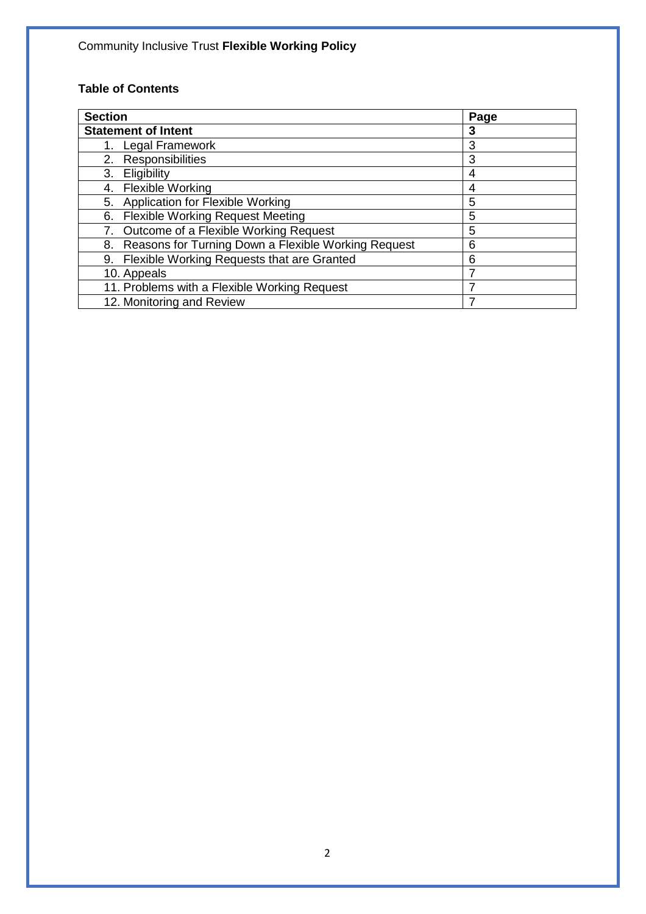Community Inclusive Trust **Flexible Working Policy**

**Table of Contents**

| **Section** | **Page** |
|---|---|
| **Statement of Intent** | **3** |
| 1. Legal Framework | 3 |
| 2. Responsibilities | 3 |
| 3. Eligibility | 4 |
| 4. Flexible Working | 4 |
| 5. Application for Flexible Working | 5 |
| 6. Flexible Working Request Meeting | 5 |
| 7. Outcome of a Flexible Working Request | 5 |
| 8. Reasons for Turning Down a Flexible Working Request | 6 |
| 9. Flexible Working Requests that are Granted | 6 |
| 10. Appeals | 7 |
| 11. Problems with a Flexible Working Request | 7 |
| 12. Monitoring and Review | 7 |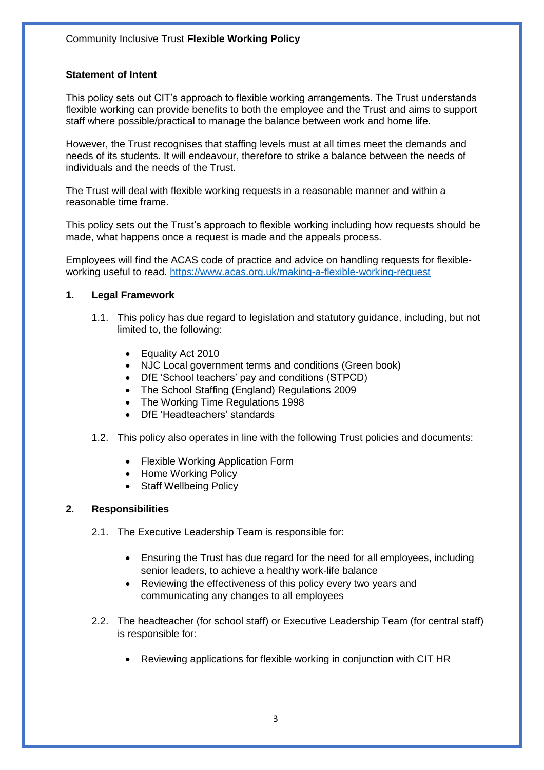Community Inclusive Trust **Flexible Working Policy**

**Statement of Intent**

This policy sets out CIT's approach to flexible working arrangements. The Trust understands flexible working can provide benefits to both the employee and the Trust and aims to support staff where possible/practical to manage the balance between work and home life.

However, the Trust recognises that staffing levels must at all times meet the demands and needs of its students. It will endeavour, therefore to strike a balance between the needs of individuals and the needs of the Trust.

The Trust will deal with flexible working requests in a reasonable manner and within a reasonable time frame.

This policy sets out the Trust's approach to flexible working including how requests should be made, what happens once a request is made and the appeals process.

Employees will find the ACAS code of practice and advice on handling requests for flexible-working useful to read. https://www.acas.org.uk/making-a-flexible-working-request

## 1. Legal Framework

1.1. This policy has due regard to legislation and statutory guidance, including, but not limited to, the following:

- Equality Act 2010
- NJC Local government terms and conditions (Green book)
- DfE 'School teachers' pay and conditions (STPCD)
- The School Staffing (England) Regulations 2009
- The Working Time Regulations 1998
- DfE 'Headteachers' standards

1.2. This policy also operates in line with the following Trust policies and documents:

- Flexible Working Application Form
- Home Working Policy
- Staff Wellbeing Policy

## 2. Responsibilities

2.1. The Executive Leadership Team is responsible for:

- Ensuring the Trust has due regard for the need for all employees, including senior leaders, to achieve a healthy work-life balance
- Reviewing the effectiveness of this policy every two years and communicating any changes to all employees

2.2. The headteacher (for school staff) or Executive Leadership Team (for central staff) is responsible for:

- Reviewing applications for flexible working in conjunction with CIT HR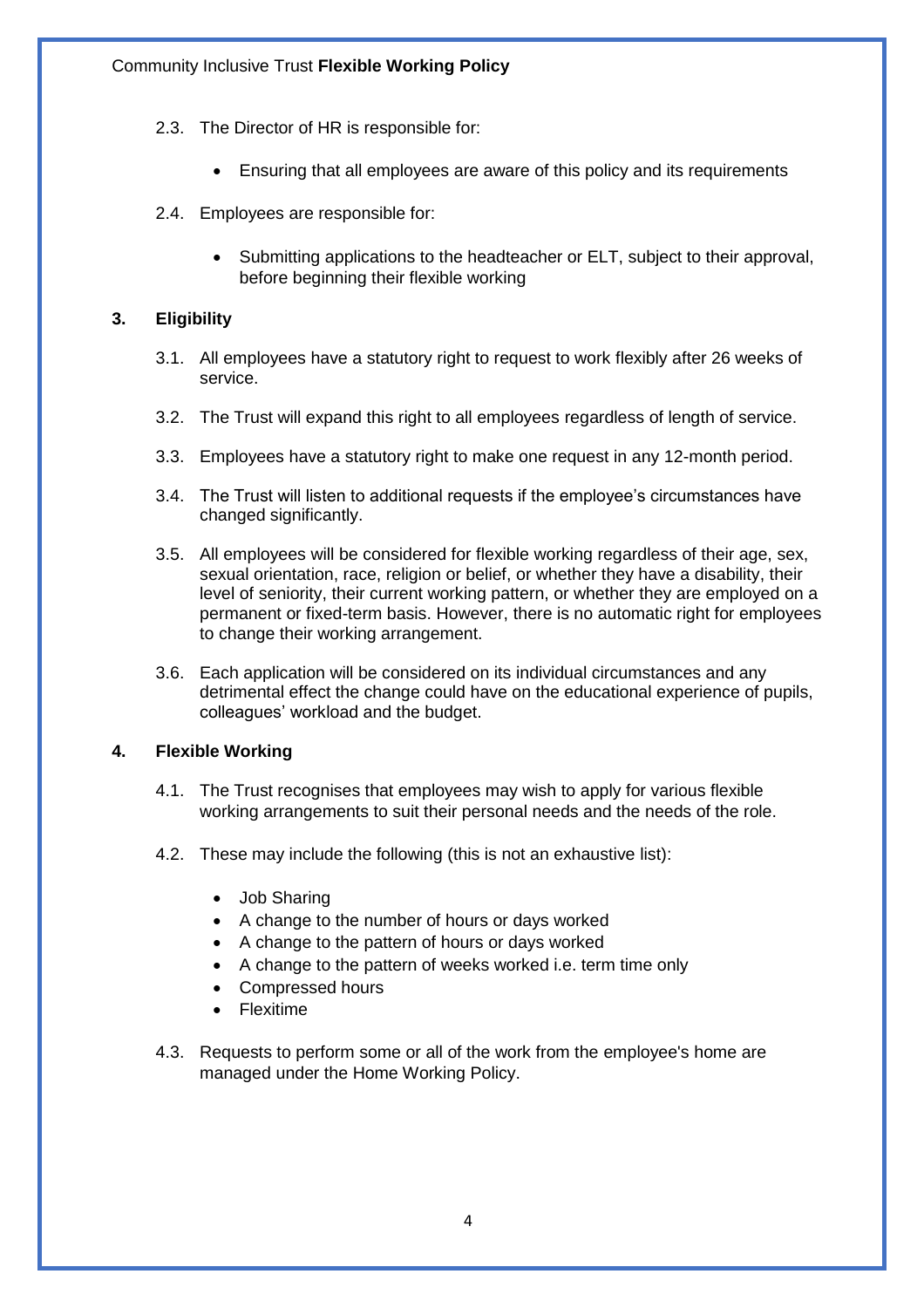2.3. The Director of HR is responsible for:

- Ensuring that all employees are aware of this policy and its requirements

2.4. Employees are responsible for:

- Submitting applications to the headteacher or ELT, subject to their approval, before beginning their flexible working

## 3. Eligibility

3.1. All employees have a statutory right to request to work flexibly after 26 weeks of service.

3.2. The Trust will expand this right to all employees regardless of length of service.

3.3. Employees have a statutory right to make one request in any 12-month period.

3.4. The Trust will listen to additional requests if the employee's circumstances have changed significantly.

3.5. All employees will be considered for flexible working regardless of their age, sex, sexual orientation, race, religion or belief, or whether they have a disability, their level of seniority, their current working pattern, or whether they are employed on a permanent or fixed-term basis. However, there is no automatic right for employees to change their working arrangement.

3.6. Each application will be considered on its individual circumstances and any detrimental effect the change could have on the educational experience of pupils, colleagues' workload and the budget.

## 4. Flexible Working

4.1. The Trust recognises that employees may wish to apply for various flexible working arrangements to suit their personal needs and the needs of the role.

4.2. These may include the following (this is not an exhaustive list):

- Job Sharing
- A change to the number of hours or days worked
- A change to the pattern of hours or days worked
- A change to the pattern of weeks worked i.e. term time only
- Compressed hours
- Flexitime

4.3. Requests to perform some or all of the work from the employee's home are managed under the Home Working Policy.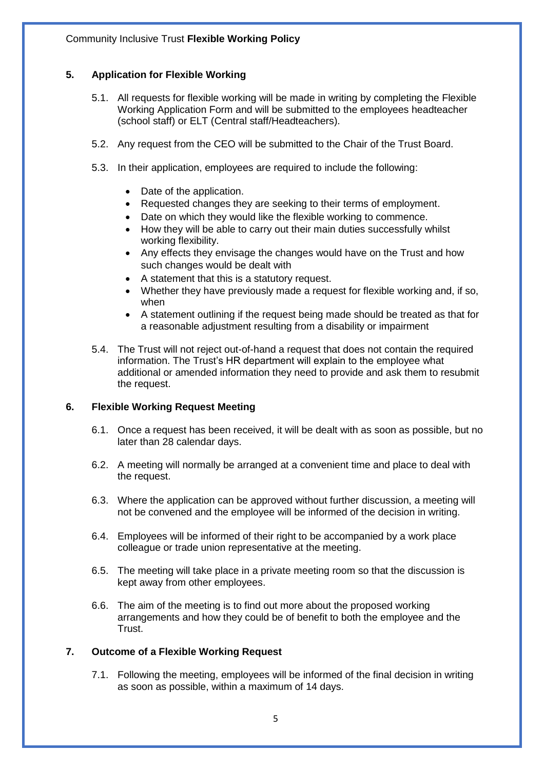## 5. Application for Flexible Working

5.1. All requests for flexible working will be made in writing by completing the Flexible Working Application Form and will be submitted to the employees headteacher (school staff) or ELT (Central staff/Headteachers).

5.2. Any request from the CEO will be submitted to the Chair of the Trust Board.

5.3. In their application, employees are required to include the following:

- Date of the application.
- Requested changes they are seeking to their terms of employment.
- Date on which they would like the flexible working to commence.
- How they will be able to carry out their main duties successfully whilst working flexibility.
- Any effects they envisage the changes would have on the Trust and how such changes would be dealt with
- A statement that this is a statutory request.
- Whether they have previously made a request for flexible working and, if so, when
- A statement outlining if the request being made should be treated as that for a reasonable adjustment resulting from a disability or impairment

5.4. The Trust will not reject out-of-hand a request that does not contain the required information. The Trust's HR department will explain to the employee what additional or amended information they need to provide and ask them to resubmit the request.

## 6. Flexible Working Request Meeting

6.1. Once a request has been received, it will be dealt with as soon as possible, but no later than 28 calendar days.

6.2. A meeting will normally be arranged at a convenient time and place to deal with the request.

6.3. Where the application can be approved without further discussion, a meeting will not be convened and the employee will be informed of the decision in writing.

6.4. Employees will be informed of their right to be accompanied by a work place colleague or trade union representative at the meeting.

6.5. The meeting will take place in a private meeting room so that the discussion is kept away from other employees.

6.6. The aim of the meeting is to find out more about the proposed working arrangements and how they could be of benefit to both the employee and the Trust.

## 7. Outcome of a Flexible Working Request

7.1. Following the meeting, employees will be informed of the final decision in writing as soon as possible, within a maximum of 14 days.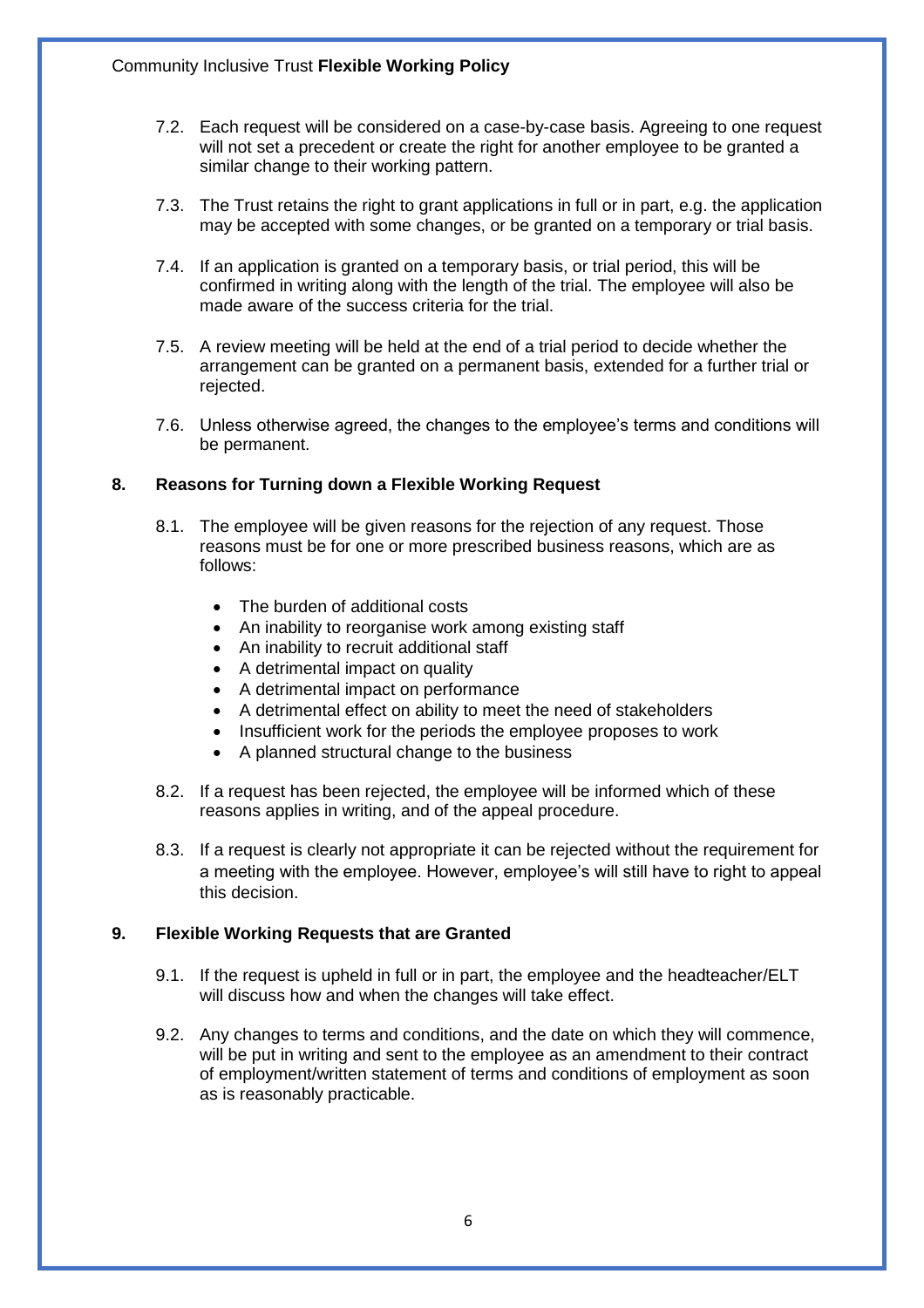7.2. Each request will be considered on a case-by-case basis. Agreeing to one request will not set a precedent or create the right for another employee to be granted a similar change to their working pattern.

7.3. The Trust retains the right to grant applications in full or in part, e.g. the application may be accepted with some changes, or be granted on a temporary or trial basis.

7.4. If an application is granted on a temporary basis, or trial period, this will be confirmed in writing along with the length of the trial. The employee will also be made aware of the success criteria for the trial.

7.5. A review meeting will be held at the end of a trial period to decide whether the arrangement can be granted on a permanent basis, extended for a further trial or rejected.

7.6. Unless otherwise agreed, the changes to the employee's terms and conditions will be permanent.

## 8. Reasons for Turning down a Flexible Working Request

8.1. The employee will be given reasons for the rejection of any request. Those reasons must be for one or more prescribed business reasons, which are as follows:

- The burden of additional costs
- An inability to reorganise work among existing staff
- An inability to recruit additional staff
- A detrimental impact on quality
- A detrimental impact on performance
- A detrimental effect on ability to meet the need of stakeholders
- Insufficient work for the periods the employee proposes to work
- A planned structural change to the business

8.2. If a request has been rejected, the employee will be informed which of these reasons applies in writing, and of the appeal procedure.

8.3. If a request is clearly not appropriate it can be rejected without the requirement for a meeting with the employee. However, employee's will still have to right to appeal this decision.

## 9. Flexible Working Requests that are Granted

9.1. If the request is upheld in full or in part, the employee and the headteacher/ELT will discuss how and when the changes will take effect.

9.2. Any changes to terms and conditions, and the date on which they will commence, will be put in writing and sent to the employee as an amendment to their contract of employment/written statement of terms and conditions of employment as soon as is reasonably practicable.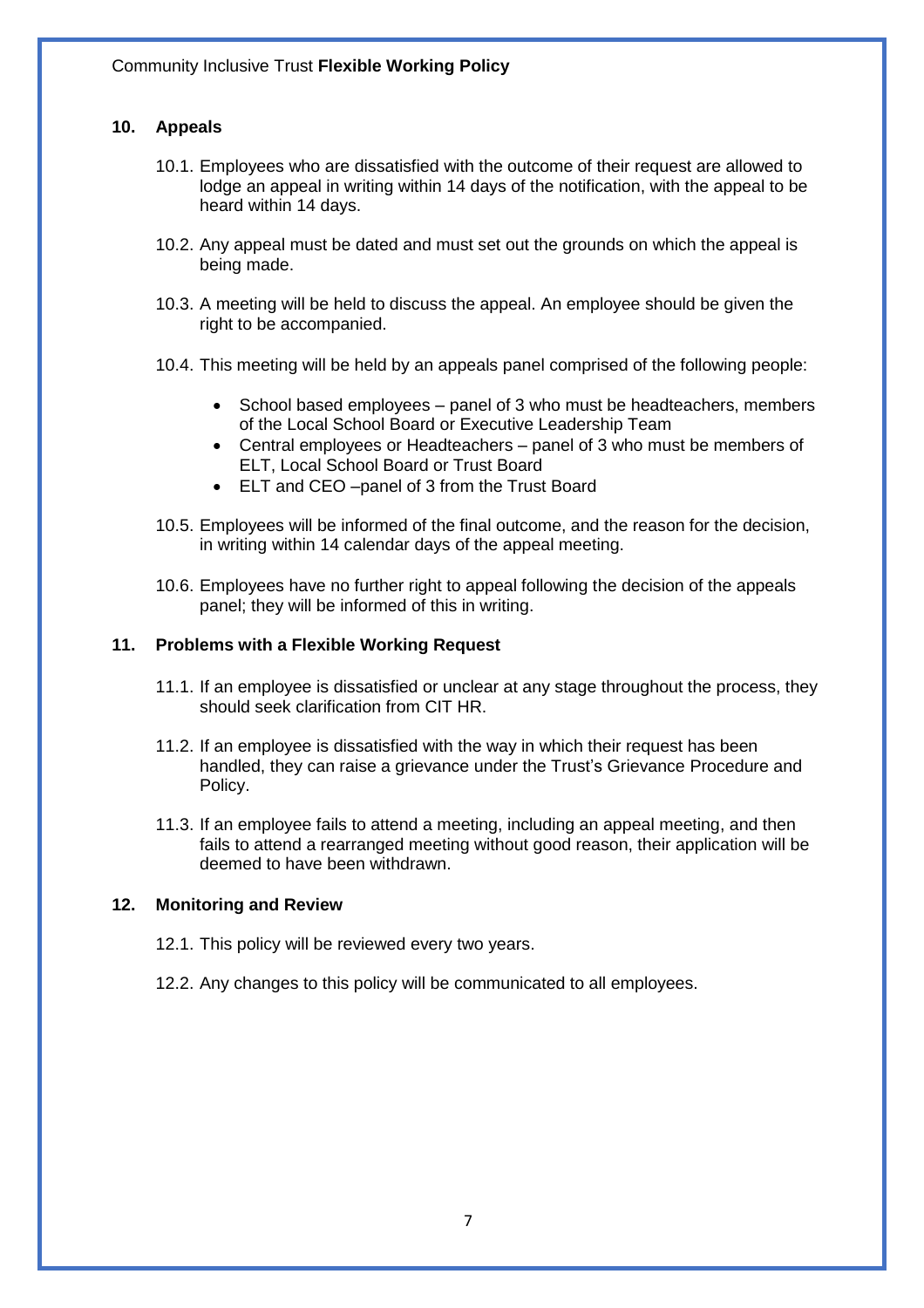## 10. Appeals

10.1. Employees who are dissatisfied with the outcome of their request are allowed to lodge an appeal in writing within 14 days of the notification, with the appeal to be heard within 14 days.

10.2. Any appeal must be dated and must set out the grounds on which the appeal is being made.

10.3. A meeting will be held to discuss the appeal. An employee should be given the right to be accompanied.

10.4. This meeting will be held by an appeals panel comprised of the following people:

- School based employees – panel of 3 who must be headteachers, members of the Local School Board or Executive Leadership Team
- Central employees or Headteachers – panel of 3 who must be members of ELT, Local School Board or Trust Board
- ELT and CEO –panel of 3 from the Trust Board

10.5. Employees will be informed of the final outcome, and the reason for the decision, in writing within 14 calendar days of the appeal meeting.

10.6. Employees have no further right to appeal following the decision of the appeals panel; they will be informed of this in writing.

## 11. Problems with a Flexible Working Request

11.1. If an employee is dissatisfied or unclear at any stage throughout the process, they should seek clarification from CIT HR.

11.2. If an employee is dissatisfied with the way in which their request has been handled, they can raise a grievance under the Trust's Grievance Procedure and Policy.

11.3. If an employee fails to attend a meeting, including an appeal meeting, and then fails to attend a rearranged meeting without good reason, their application will be deemed to have been withdrawn.

## 12. Monitoring and Review

12.1. This policy will be reviewed every two years.

12.2. Any changes to this policy will be communicated to all employees.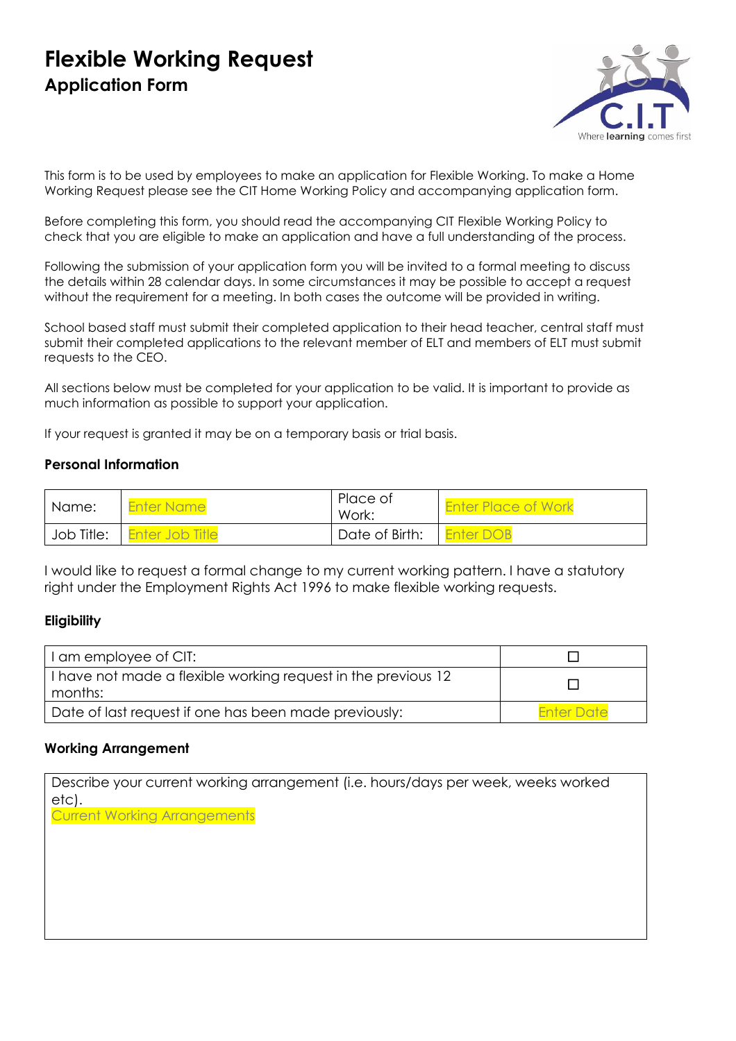# Flexible Working Request

## Application Form

This form is to be used by employees to make an application for Flexible Working. To make a Home Working Request please see the CIT Home Working Policy and accompanying application form.

Before completing this form, you should read the accompanying CIT Flexible Working Policy to check that you are eligible to make an application and have a full understanding of the process.

Following the submission of your application form you will be invited to a formal meeting to discuss the details within 28 calendar days. In some circumstances it may be possible to accept a request without the requirement for a meeting. In both cases the outcome will be provided in writing.

School based staff must submit their completed application to their head teacher, central staff must submit their completed applications to the relevant member of ELT and members of ELT must submit requests to the CEO.

All sections below must be completed for your application to be valid. It is important to provide as much information as possible to support your application.

If your request is granted it may be on a temporary basis or trial basis.

### Personal Information

| Name: | Enter Name | Place of Work: | Enter Place of Work |
|---|---|---|---|
| Job Title: | Enter Job Title | Date of Birth: | Enter DOB |

I would like to request a formal change to my current working pattern. I have a statutory right under the Employment Rights Act 1996 to make flexible working requests.

### Eligibility

| | |
|---|---|
| I am employee of CIT: | ☐ |
| I have not made a flexible working request in the previous 12 months: | ☐ |
| Date of last request if one has been made previously: | Enter Date |

### Working Arrangement

| Describe your current working arrangement (i.e. hours/days per week, weeks worked etc). |
|---|
| Current Working Arrangements |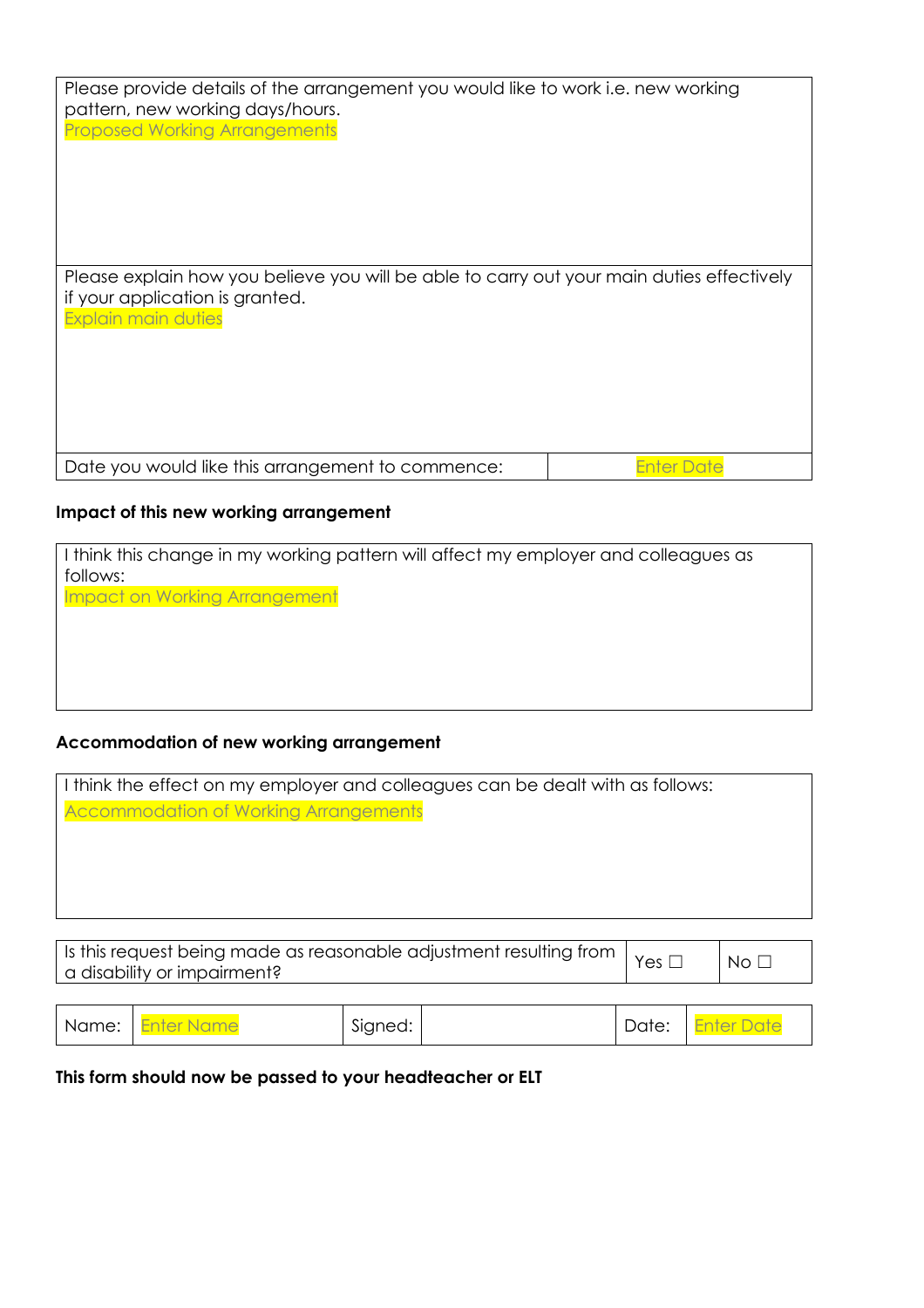| |
|---|
| Please provide details of the arrangement you would like to work i.e. new working pattern, new working days/hours.<br>Proposed Working Arrangements |
| Please explain how you believe you will be able to carry out your main duties effectively if your application is granted.<br>Explain main duties |

| | |
|---|---|
| Date you would like this arrangement to commence: | Enter Date |

**Impact of this new working arrangement**

| |
|---|
| I think this change in my working pattern will affect my employer and colleagues as follows:<br>Impact on Working Arrangement |

**Accommodation of new working arrangement**

| |
|---|
| I think the effect on my employer and colleagues can be dealt with as follows:<br>Accommodation of Working Arrangements |

| | | |
|---|---|---|
| Is this request being made as reasonable adjustment resulting from a disability or impairment? | Yes ☐ | No ☐ |

| | | | | | |
|---|---|---|---|---|---|
| Name: | Enter Name | Signed: | | Date: | Enter Date |

**This form should now be passed to your headteacher or ELT**